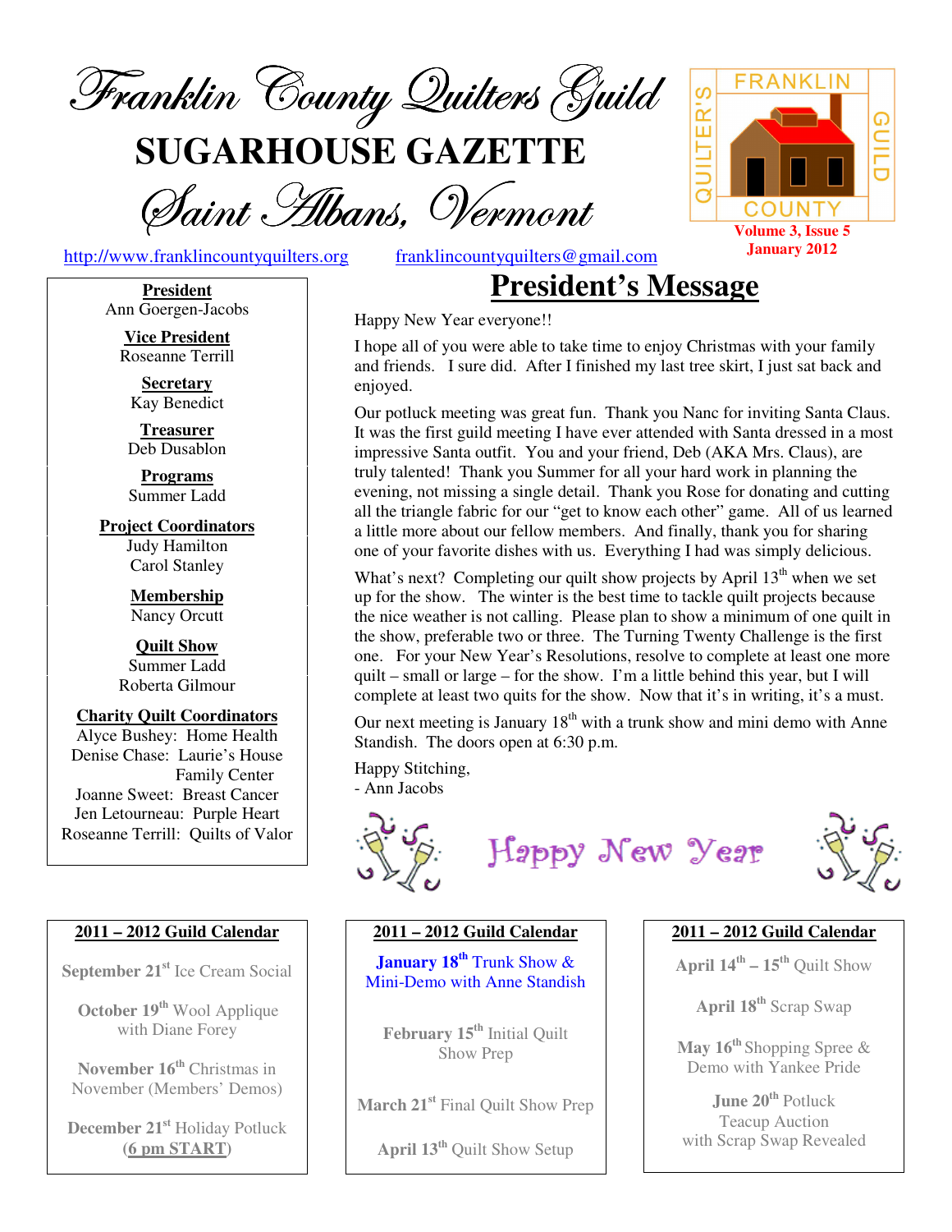# Franklin County Quilters Guild

# SUGARHOUSE GAZETTE

## Saint Albans, Vermont

http://www.franklincountyquilters.org franklincountyquilters@gmail.com

Volume 3, Issue 5
January 2012

**President**
Ann Goergen-Jacobs

**Vice President**
Roseanne Terrill

**Secretary**
Kay Benedict

**Treasurer**
Deb Dusablon

**Programs**
Summer Ladd

**Project Coordinators**
Judy Hamilton
Carol Stanley

**Membership**
Nancy Orcutt

**Quilt Show**
Summer Ladd
Roberta Gilmour

**Charity Quilt Coordinators**
Alyce Bushey: Home Health
Denise Chase: Laurie's House Family Center
Joanne Sweet: Breast Cancer
Jen Letourneau: Purple Heart
Roseanne Terrill: Quilts of Valor

## President's Message

Happy New Year everyone!!

I hope all of you were able to take time to enjoy Christmas with your family and friends. I sure did. After I finished my last tree skirt, I just sat back and enjoyed.

Our potluck meeting was great fun. Thank you Nanc for inviting Santa Claus. It was the first guild meeting I have ever attended with Santa dressed in a most impressive Santa outfit. You and your friend, Deb (AKA Mrs. Claus), are truly talented! Thank you Summer for all your hard work in planning the evening, not missing a single detail. Thank you Rose for donating and cutting all the triangle fabric for our "get to know each other" game. All of us learned a little more about our fellow members. And finally, thank you for sharing one of your favorite dishes with us. Everything I had was simply delicious.

What's next? Completing our quilt show projects by April 13th when we set up for the show. The winter is the best time to tackle quilt projects because the nice weather is not calling. Please plan to show a minimum of one quilt in the show, preferable two or three. The Turning Twenty Challenge is the first one. For your New Year's Resolutions, resolve to complete at least one more quilt – small or large – for the show. I'm a little behind this year, but I will complete at least two quits for the show. Now that it's in writing, it's a must.

Our next meeting is January 18th with a trunk show and mini demo with Anne Standish. The doors open at 6:30 p.m.

Happy Stitching,
- Ann Jacobs

Happy New Year

**2011 – 2012 Guild Calendar**

**September 21st** Ice Cream Social

**October 19th** Wool Applique with Diane Forey

**November 16th** Christmas in November (Members' Demos)

**December 21st** Holiday Potluck (**6 pm START**)

**January 18th** Trunk Show & Mini-Demo with Anne Standish

**February 15th** Initial Quilt Show Prep

**March 21st** Final Quilt Show Prep

**April 13th** Quilt Show Setup

**April 14th – 15th** Quilt Show

**April 18th** Scrap Swap

**May 16th** Shopping Spree & Demo with Yankee Pride

**June 20th** Potluck Teacup Auction with Scrap Swap Revealed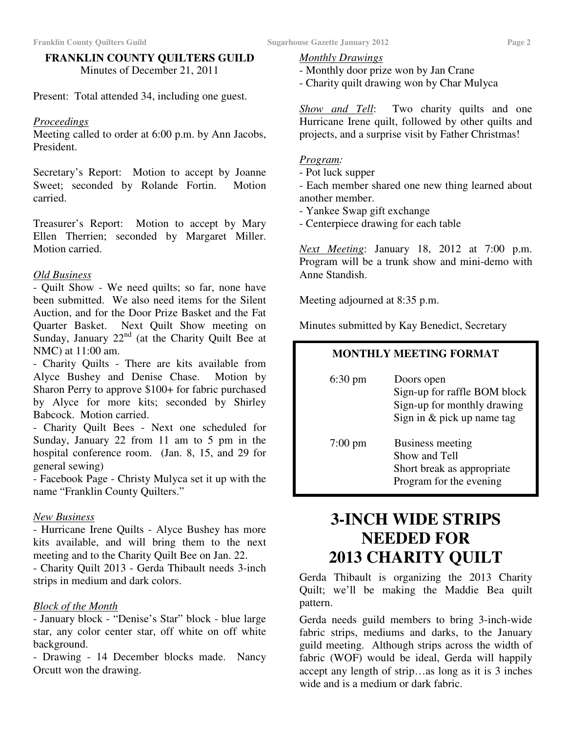## FRANKLIN COUNTY QUILTERS GUILD

Minutes of December 21, 2011

Present: Total attended 34, including one guest.

*Proceedings*

Meeting called to order at 6:00 p.m. by Ann Jacobs, President.

Secretary's Report: Motion to accept by Joanne Sweet; seconded by Rolande Fortin. Motion carried.

Treasurer's Report: Motion to accept by Mary Ellen Therrien; seconded by Margaret Miller. Motion carried.

*Old Business*

- Quilt Show - We need quilts; so far, none have been submitted. We also need items for the Silent Auction, and for the Door Prize Basket and the Fat Quarter Basket. Next Quilt Show meeting on Sunday, January 22nd (at the Charity Quilt Bee at NMC) at 11:00 am.
- Charity Quilts - There are kits available from Alyce Bushey and Denise Chase. Motion by Sharon Perry to approve $100+ for fabric purchased by Alyce for more kits; seconded by Shirley Babcock. Motion carried.
- Charity Quilt Bees - Next one scheduled for Sunday, January 22 from 11 am to 5 pm in the hospital conference room. (Jan. 8, 15, and 29 for general sewing)
- Facebook Page - Christy Mulyca set it up with the name "Franklin County Quilters."

*New Business*

- Hurricane Irene Quilts - Alyce Bushey has more kits available, and will bring them to the next meeting and to the Charity Quilt Bee on Jan. 22.
- Charity Quilt 2013 - Gerda Thibault needs 3-inch strips in medium and dark colors.

*Block of the Month*

- January block - "Denise's Star" block - blue large star, any color center star, off white on off white background.
- Drawing - 14 December blocks made. Nancy Orcutt won the drawing.

*Monthly Drawings*

- Monthly door prize won by Jan Crane
- Charity quilt drawing won by Char Mulyca

*Show and Tell*: Two charity quilts and one Hurricane Irene quilt, followed by other quilts and projects, and a surprise visit by Father Christmas!

*Program:*

- Pot luck supper
- Each member shared one new thing learned about another member.
- Yankee Swap gift exchange
- Centerpiece drawing for each table

*Next Meeting*: January 18, 2012 at 7:00 p.m. Program will be a trunk show and mini-demo with Anne Standish.

Meeting adjourned at 8:35 p.m.

Minutes submitted by Kay Benedict, Secretary

**MONTHLY MEETING FORMAT**

| | |
|---|---|
| 6:30 pm | Doors open<br>Sign-up for raffle BOM block<br>Sign-up for monthly drawing<br>Sign in & pick up name tag |
| 7:00 pm | Business meeting<br>Show and Tell<br>Short break as appropriate<br>Program for the evening |

# 3-INCH WIDE STRIPS NEEDED FOR 2013 CHARITY QUILT

Gerda Thibault is organizing the 2013 Charity Quilt; we'll be making the Maddie Bea quilt pattern.

Gerda needs guild members to bring 3-inch-wide fabric strips, mediums and darks, to the January guild meeting. Although strips across the width of fabric (WOF) would be ideal, Gerda will happily accept any length of strip…as long as it is 3 inches wide and is a medium or dark fabric.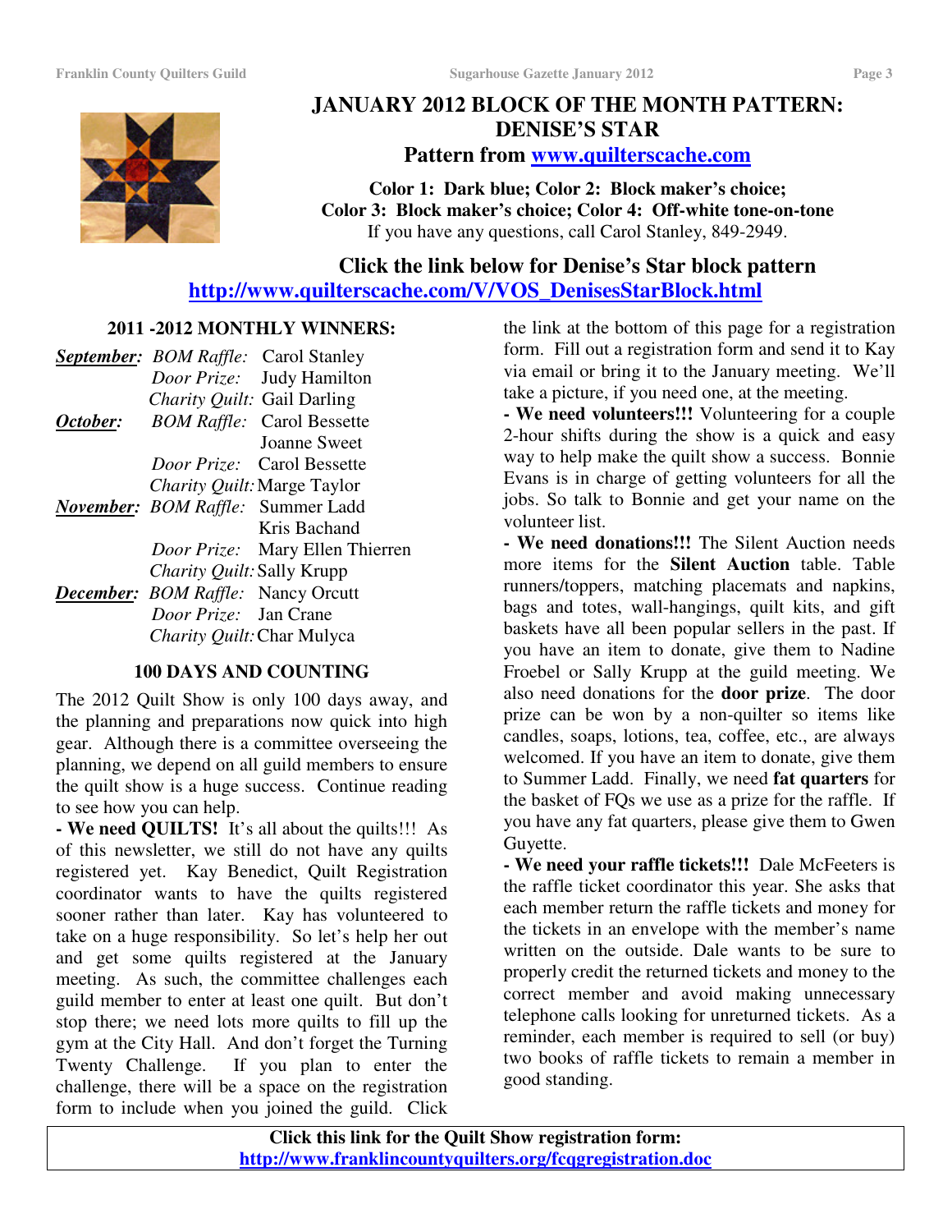# JANUARY 2012 BLOCK OF THE MONTH PATTERN: DENISE'S STAR

**Pattern from [www.quilterscache.com](http://www.quilterscache.com)**

**Color 1: Dark blue; Color 2: Block maker's choice; Color 3: Block maker's choice; Color 4: Off-white tone-on-tone**

If you have any questions, call Carol Stanley, 849-2949.

## Click the link below for Denise's Star block pattern

**http://www.quilterscache.com/V/VOS_DenisesStarBlock.html**

### 2011 -2012 MONTHLY WINNERS:

***September:*** *BOM Raffle:* Carol Stanley
*Door Prize:* Judy Hamilton
*Charity Quilt:* Gail Darling

***October:*** *BOM Raffle:* Carol Bessette, Joanne Sweet
*Door Prize:* Carol Bessette
*Charity Quilt:* Marge Taylor

***November:*** *BOM Raffle:* Summer Ladd, Kris Bachand
*Door Prize:* Mary Ellen Thierren
*Charity Quilt:* Sally Krupp

***December:*** *BOM Raffle:* Nancy Orcutt
*Door Prize:* Jan Crane
*Charity Quilt:* Char Mulyca

### 100 DAYS AND COUNTING

The 2012 Quilt Show is only 100 days away, and the planning and preparations now quick into high gear. Although there is a committee overseeing the planning, we depend on all guild members to ensure the quilt show is a huge success. Continue reading to see how you can help.

**- We need QUILTS!** It's all about the quilts!!! As of this newsletter, we still do not have any quilts registered yet. Kay Benedict, Quilt Registration coordinator wants to have the quilts registered sooner rather than later. Kay has volunteered to take on a huge responsibility. So let's help her out and get some quilts registered at the January meeting. As such, the committee challenges each guild member to enter at least one quilt. But don't stop there; we need lots more quilts to fill up the gym at the City Hall. And don't forget the Turning Twenty Challenge. If you plan to enter the challenge, there will be a space on the registration form to include when you joined the guild. Click the link at the bottom of this page for a registration form. Fill out a registration form and send it to Kay via email or bring it to the January meeting. We'll take a picture, if you need one, at the meeting.

**- We need volunteers!!!** Volunteering for a couple 2-hour shifts during the show is a quick and easy way to help make the quilt show a success. Bonnie Evans is in charge of getting volunteers for all the jobs. So talk to Bonnie and get your name on the volunteer list.

**- We need donations!!!** The Silent Auction needs more items for the **Silent Auction** table. Table runners/toppers, matching placemats and napkins, bags and totes, wall-hangings, quilt kits, and gift baskets have all been popular sellers in the past. If you have an item to donate, give them to Nadine Froebel or Sally Krupp at the guild meeting. We also need donations for the **door prize**. The door prize can be won by a non-quilter so items like candles, soaps, lotions, tea, coffee, etc., are always welcomed. If you have an item to donate, give them to Summer Ladd. Finally, we need **fat quarters** for the basket of FQs we use as a prize for the raffle. If you have any fat quarters, please give them to Gwen Guyette.

**- We need your raffle tickets!!!** Dale McFeeters is the raffle ticket coordinator this year. She asks that each member return the raffle tickets and money for the tickets in an envelope with the member's name written on the outside. Dale wants to be sure to properly credit the returned tickets and money to the correct member and avoid making unnecessary telephone calls looking for unreturned tickets. As a reminder, each member is required to sell (or buy) two books of raffle tickets to remain a member in good standing.

**Click this link for the Quilt Show registration form:**
**http://www.franklincountyquilters.org/fcqgregistration.doc**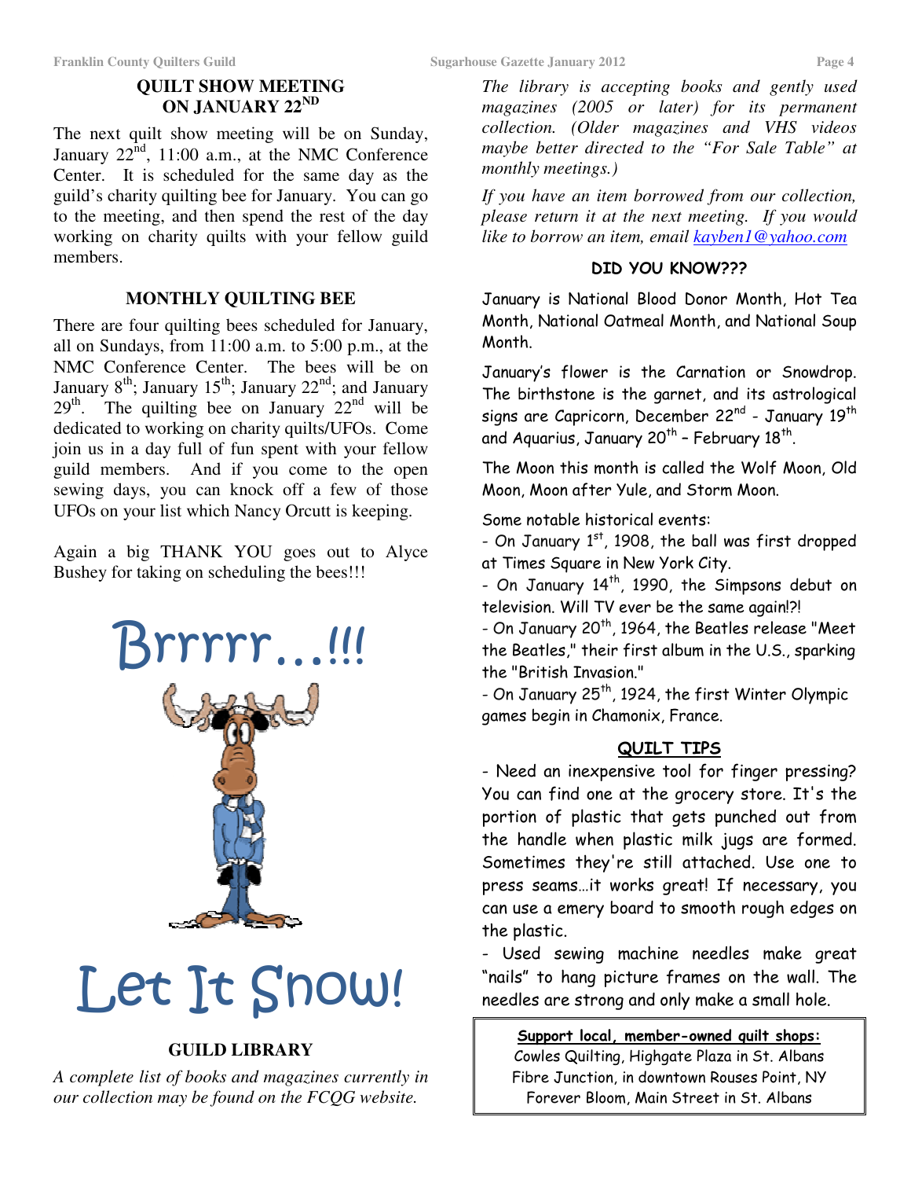## QUILT SHOW MEETING ON JANUARY 22ND

The next quilt show meeting will be on Sunday, January 22nd, 11:00 a.m., at the NMC Conference Center. It is scheduled for the same day as the guild's charity quilting bee for January. You can go to the meeting, and then spend the rest of the day working on charity quilts with your fellow guild members.

## MONTHLY QUILTING BEE

There are four quilting bees scheduled for January, all on Sundays, from 11:00 a.m. to 5:00 p.m., at the NMC Conference Center. The bees will be on January 8th; January 15th; January 22nd; and January 29th. The quilting bee on January 22nd will be dedicated to working on charity quilts/UFOs. Come join us in a day full of fun spent with your fellow guild members. And if you come to the open sewing days, you can knock off a few of those UFOs on your list which Nancy Orcutt is keeping.

Again a big THANK YOU goes out to Alyce Bushey for taking on scheduling the bees!!!

Brrrrr…!!!

Let It Snow!

## GUILD LIBRARY

*A complete list of books and magazines currently in our collection may be found on the FCQG website.*

*The library is accepting books and gently used magazines (2005 or later) for its permanent collection. (Older magazines and VHS videos maybe better directed to the "For Sale Table" at monthly meetings.)*

*If you have an item borrowed from our collection, please return it at the next meeting. If you would like to borrow an item, email kayben1@yahoo.com*

## DID YOU KNOW???

January is National Blood Donor Month, Hot Tea Month, National Oatmeal Month, and National Soup Month.

January's flower is the Carnation or Snowdrop. The birthstone is the garnet, and its astrological signs are Capricorn, December 22nd - January 19th and Aquarius, January 20th – February 18th.

The Moon this month is called the Wolf Moon, Old Moon, Moon after Yule, and Storm Moon.

Some notable historical events:

- On January 1st, 1908, the ball was first dropped at Times Square in New York City.
- On January 14th, 1990, the Simpsons debut on television. Will TV ever be the same again!?!
- On January 20th, 1964, the Beatles release "Meet the Beatles," their first album in the U.S., sparking the "British Invasion."
- On January 25th, 1924, the first Winter Olympic games begin in Chamonix, France.

## QUILT TIPS

- Need an inexpensive tool for finger pressing? You can find one at the grocery store. It's the portion of plastic that gets punched out from the handle when plastic milk jugs are formed. Sometimes they're still attached. Use one to press seams…it works great! If necessary, you can use a emery board to smooth rough edges on the plastic.
- Used sewing machine needles make great "nails" to hang picture frames on the wall. The needles are strong and only make a small hole.

**Support local, member-owned quilt shops:**
Cowles Quilting, Highgate Plaza in St. Albans
Fibre Junction, in downtown Rouses Point, NY
Forever Bloom, Main Street in St. Albans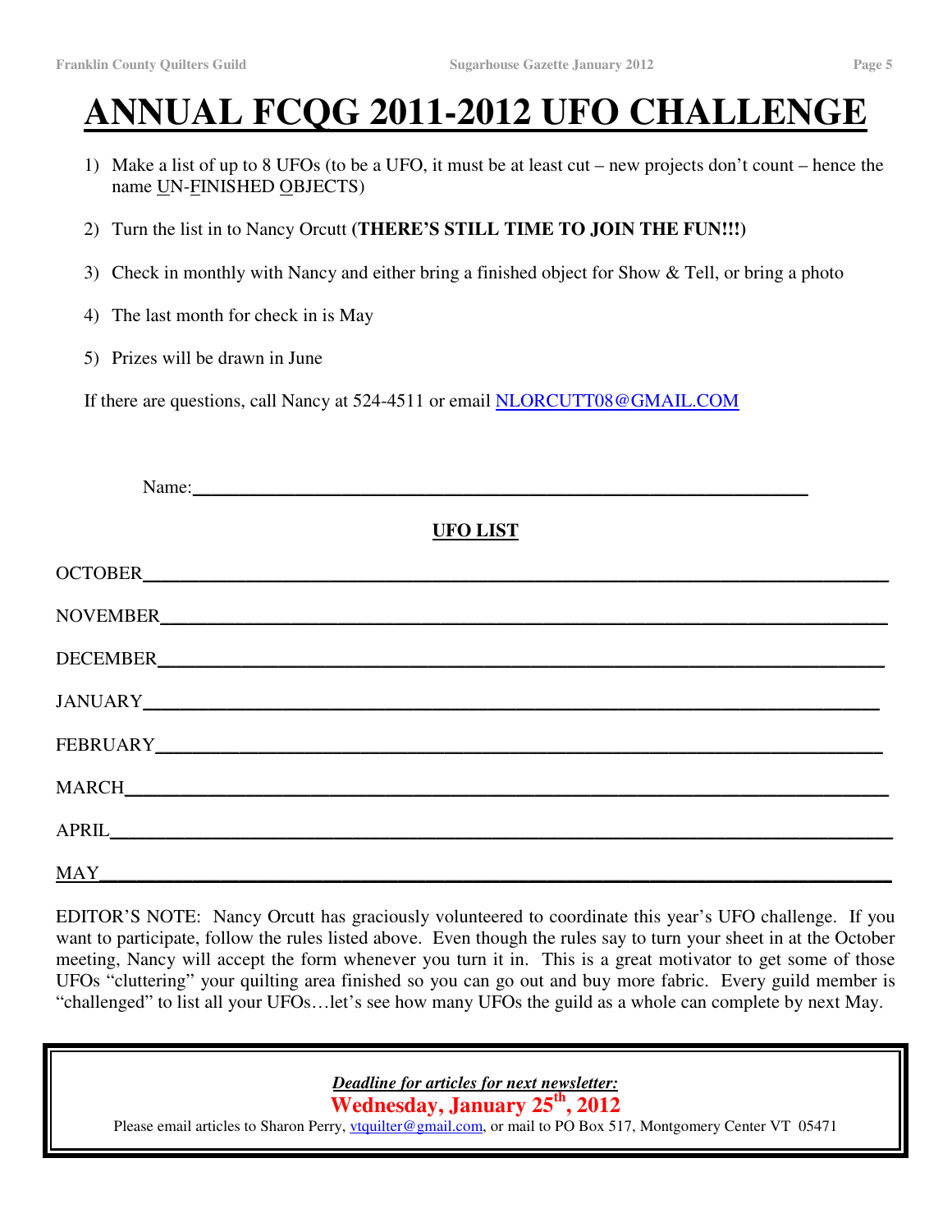# ANNUAL FCQG 2011-2012 UFO CHALLENGE

1) Make a list of up to 8 UFOs (to be a UFO, it must be at least cut – new projects don't count – hence the name UN-FINISHED OBJECTS)
2) Turn the list in to Nancy Orcutt **(THERE'S STILL TIME TO JOIN THE FUN!!!)**
3) Check in monthly with Nancy and either bring a finished object for Show & Tell, or bring a photo
4) The last month for check in is May
5) Prizes will be drawn in June

If there are questions, call Nancy at 524-4511 or email NLORCUTT08@GMAIL.COM

Name:________________________________________________

**UFO LIST**

OCTOBER________________________________________________

NOVEMBER________________________________________________

DECEMBER________________________________________________

JANUARY________________________________________________

FEBRUARY________________________________________________

MARCH________________________________________________

APRIL________________________________________________

MAY________________________________________________

EDITOR'S NOTE: Nancy Orcutt has graciously volunteered to coordinate this year's UFO challenge. If you want to participate, follow the rules listed above. Even though the rules say to turn your sheet in at the October meeting, Nancy will accept the form whenever you turn it in. This is a great motivator to get some of those UFOs "cluttering" your quilting area finished so you can go out and buy more fabric. Every guild member is "challenged" to list all your UFOs…let's see how many UFOs the guild as a whole can complete by next May.

***Deadline for articles for next newsletter:***

**Wednesday, January 25th, 2012**

Please email articles to Sharon Perry, vtquilter@gmail.com, or mail to PO Box 517, Montgomery Center VT 05471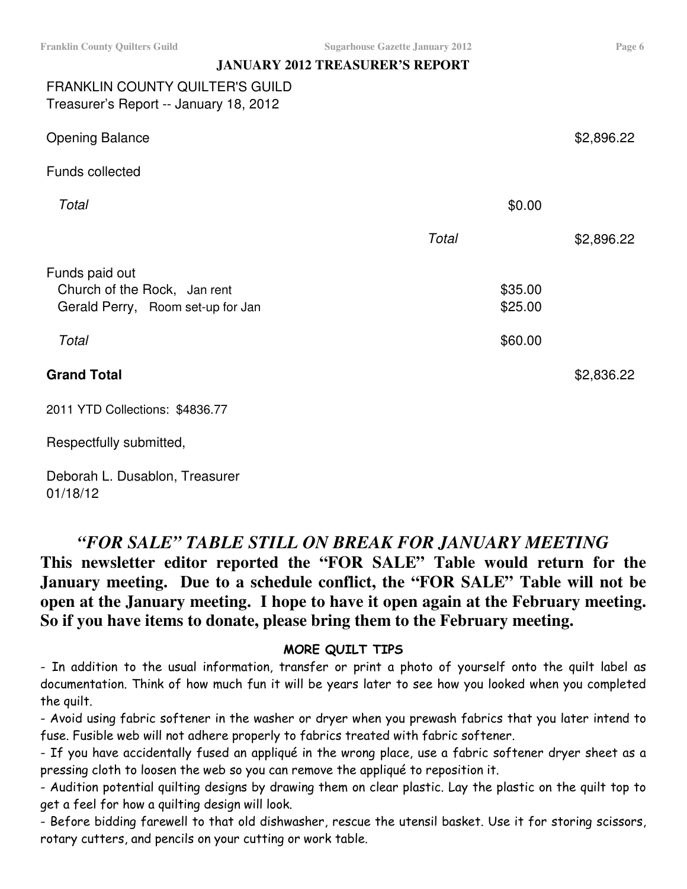## JANUARY 2012 TREASURER'S REPORT

FRANKLIN COUNTY QUILTER'S GUILD
Treasurer's Report -- January 18, 2012

| | | | |
|---|---|---|---|
| Opening Balance | | | $2,896.22 |
| Funds collected | | | |
| *Total* | | $0.00 | |
| | *Total* | | $2,896.22 |
| Funds paid out | | | |
| Church of the Rock, Jan rent | | $35.00 | |
| Gerald Perry, Room set-up for Jan | | $25.00 | |
| *Total* | | $60.00 | |
| **Grand Total** | | | $2,836.22 |

2011 YTD Collections: $4836.77

Respectfully submitted,

Deborah L. Dusablon, Treasurer
01/18/12

## *"FOR SALE" TABLE STILL ON BREAK FOR JANUARY MEETING*

**This newsletter editor reported the "FOR SALE" Table would return for the January meeting. Due to a schedule conflict, the "FOR SALE" Table will not be open at the January meeting. I hope to have it open again at the February meeting. So if you have items to donate, please bring them to the February meeting.**

### MORE QUILT TIPS

- In addition to the usual information, transfer or print a photo of yourself onto the quilt label as documentation. Think of how much fun it will be years later to see how you looked when you completed the quilt.
- Avoid using fabric softener in the washer or dryer when you prewash fabrics that you later intend to fuse. Fusible web will not adhere properly to fabrics treated with fabric softener.
- If you have accidentally fused an appliqué in the wrong place, use a fabric softener dryer sheet as a pressing cloth to loosen the web so you can remove the appliqué to reposition it.
- Audition potential quilting designs by drawing them on clear plastic. Lay the plastic on the quilt top to get a feel for how a quilting design will look.
- Before bidding farewell to that old dishwasher, rescue the utensil basket. Use it for storing scissors, rotary cutters, and pencils on your cutting or work table.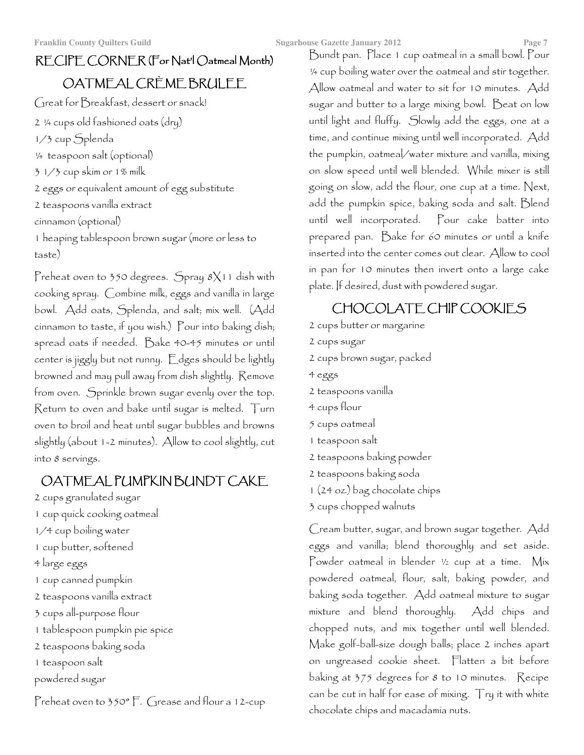## RECIPE CORNER (For Nat'l Oatmeal Month)

### OATMEAL CRÈME BRULEE

Great for Breakfast, dessert or snack!

2 ¼ cups old fashioned oats (dry)
1/3 cup Splenda
¼ teaspoon salt (optional)
3 1/3 cup skim or 1% milk
2 eggs or equivalent amount of egg substitute
2 teaspoons vanilla extract
cinnamon (optional)
1 heaping tablespoon brown sugar (more or less to taste)

Preheat oven to 350 degrees. Spray 8X11 dish with cooking spray. Combine milk, eggs and vanilla in large bowl. Add oats, Splenda, and salt; mix well. (Add cinnamon to taste, if you wish.) Pour into baking dish; spread oats if needed. Bake 40-45 minutes or until center is jiggly but not runny. Edges should be lightly browned and may pull away from dish slightly. Remove from oven. Sprinkle brown sugar evenly over the top. Return to oven and bake until sugar is melted. Turn oven to broil and heat until sugar bubbles and browns slightly (about 1-2 minutes). Allow to cool slightly, cut into 8 servings.

### OATMEAL PUMPKIN BUNDT CAKE

2 cups granulated sugar
1 cup quick cooking oatmeal
1/4 cup boiling water
1 cup butter, softened
4 large eggs
1 cup canned pumpkin
2 teaspoons vanilla extract
3 cups all-purpose flour
1 tablespoon pumpkin pie spice
2 teaspoons baking soda
1 teaspoon salt
powdered sugar

Preheat oven to 350° F. Grease and flour a 12-cup Bundt pan. Place 1 cup oatmeal in a small bowl. Pour ¼ cup boiling water over the oatmeal and stir together. Allow oatmeal and water to sit for 10 minutes. Add sugar and butter to a large mixing bowl. Beat on low until light and fluffy. Slowly add the eggs, one at a time, and continue mixing until well incorporated. Add the pumpkin, oatmeal/water mixture and vanilla, mixing on slow speed until well blended. While mixer is still going on slow, add the flour, one cup at a time. Next, add the pumpkin spice, baking soda and salt. Blend until well incorporated. Pour cake batter into prepared pan. Bake for 60 minutes or until a knife inserted into the center comes out clear. Allow to cool in pan for 10 minutes then invert onto a large cake plate. If desired, dust with powdered sugar.

### CHOCOLATE CHIP COOKIES

2 cups butter or margarine
2 cups sugar
2 cups brown sugar, packed
4 eggs
2 teaspoons vanilla
4 cups flour
5 cups oatmeal
1 teaspoon salt
2 teaspoons baking powder
2 teaspoons baking soda
1 (24 oz.) bag chocolate chips
3 cups chopped walnuts

Cream butter, sugar, and brown sugar together. Add eggs and vanilla; blend thoroughly and set aside. Powder oatmeal in blender ½ cup at a time. Mix powdered oatmeal, flour, salt, baking powder, and baking soda together. Add oatmeal mixture to sugar mixture and blend thoroughly. Add chips and chopped nuts, and mix together until well blended. Make golf-ball-size dough balls; place 2 inches apart on ungreased cookie sheet. Flatten a bit before baking at 375 degrees for 8 to 10 minutes. Recipe can be cut in half for ease of mixing. Try it with white chocolate chips and macadamia nuts.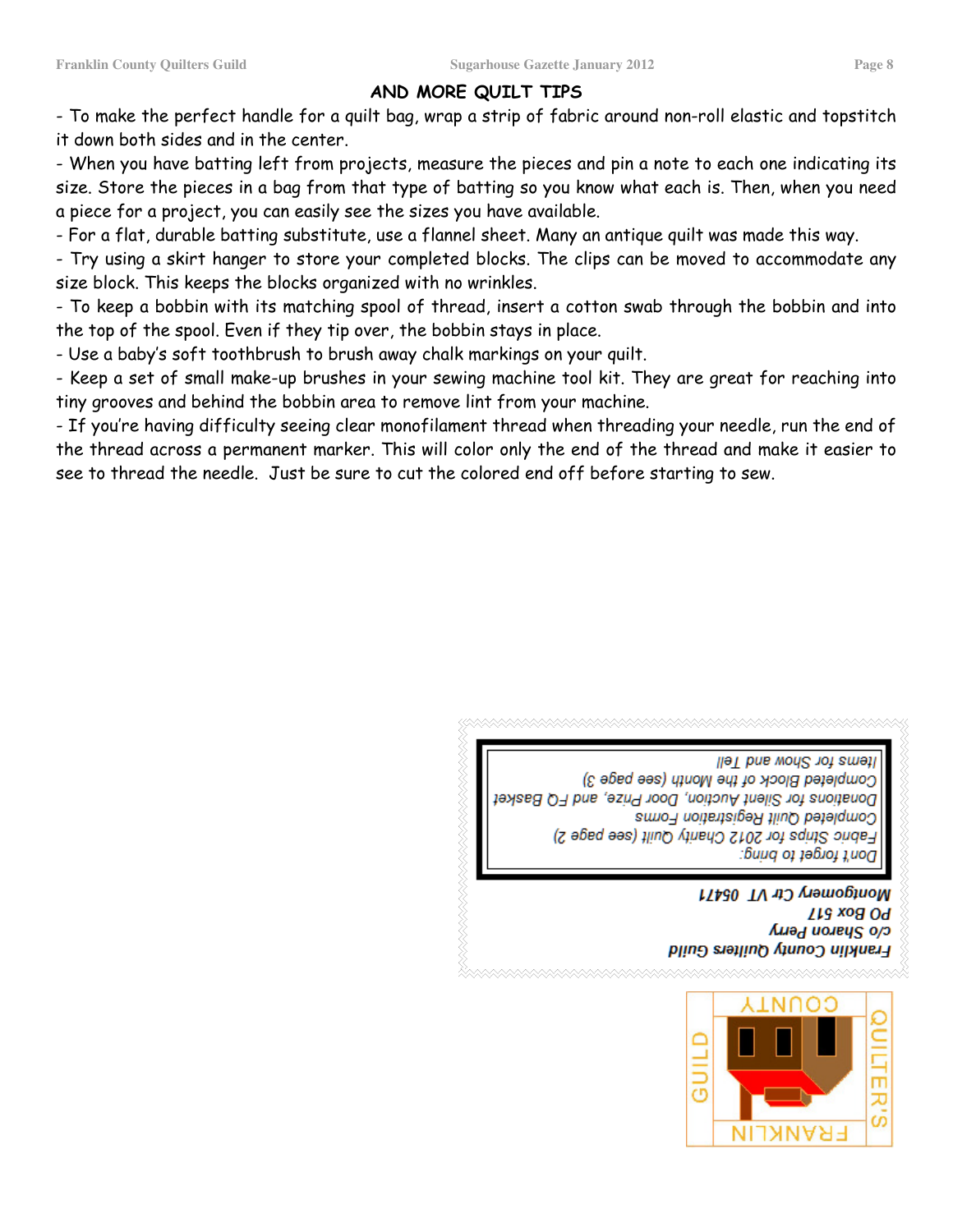## AND MORE QUILT TIPS

- To make the perfect handle for a quilt bag, wrap a strip of fabric around non-roll elastic and topstitch it down both sides and in the center.
- When you have batting left from projects, measure the pieces and pin a note to each one indicating its size. Store the pieces in a bag from that type of batting so you know what each is. Then, when you need a piece for a project, you can easily see the sizes you have available.
- For a flat, durable batting substitute, use a flannel sheet. Many an antique quilt was made this way.
- Try using a skirt hanger to store your completed blocks. The clips can be moved to accommodate any size block. This keeps the blocks organized with no wrinkles.
- To keep a bobbin with its matching spool of thread, insert a cotton swab through the bobbin and into the top of the spool. Even if they tip over, the bobbin stays in place.
- Use a baby's soft toothbrush to brush away chalk markings on your quilt.
- Keep a set of small make-up brushes in your sewing machine tool kit. They are great for reaching into tiny grooves and behind the bobbin area to remove lint from your machine.
- If you're having difficulty seeing clear monofilament thread when threading your needle, run the end of the thread across a permanent marker. This will color only the end of the thread and make it easier to see to thread the needle. Just be sure to cut the colored end off before starting to sew.

Franklin County Quilters Guild
c/o Sharon Perry
PO Box 517
Montgomery Ctr VT 05471

Don't forget to bring:
Fabric Strips for 2012 Charity Quilt (see page 2)
Completed Quilt Registration Forms
Donations for Silent Auction, Door Prize, and FQ Basket
Completed Block of the Month (see page 3)
Items for Show and Tell

FRANKLIN COUNTY QUILTER'S GUILD